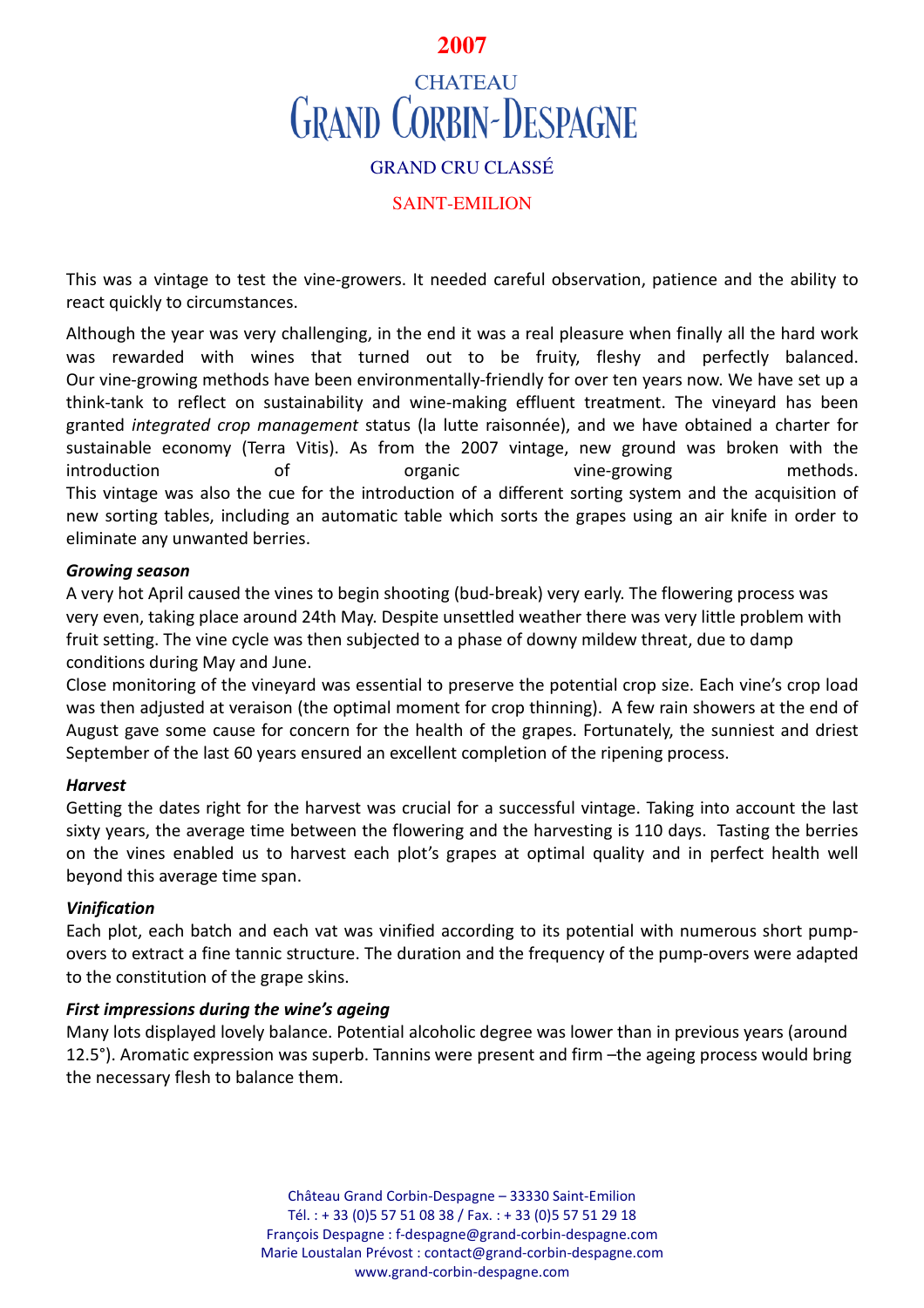# 2007

## CHATEAU
# GRAND CORBIN-DESPAGNE

### GRAND CRU CLASSÉ

### SAINT-EMILION

This was a vintage to test the vine-growers. It needed careful observation, patience and the ability to react quickly to circumstances.

Although the year was very challenging, in the end it was a real pleasure when finally all the hard work was rewarded with wines that turned out to be fruity, fleshy and perfectly balanced. Our vine-growing methods have been environmentally-friendly for over ten years now. We have set up a think-tank to reflect on sustainability and wine-making effluent treatment. The vineyard has been granted *integrated crop management* status (la lutte raisonnée), and we have obtained a charter for sustainable economy (Terra Vitis). As from the 2007 vintage, new ground was broken with the introduction of organic vine-growing methods.
This vintage was also the cue for the introduction of a different sorting system and the acquisition of new sorting tables, including an automatic table which sorts the grapes using an air knife in order to eliminate any unwanted berries.

***Growing season***

A very hot April caused the vines to begin shooting (bud-break) very early. The flowering process was very even, taking place around 24th May. Despite unsettled weather there was very little problem with fruit setting. The vine cycle was then subjected to a phase of downy mildew threat, due to damp conditions during May and June.
Close monitoring of the vineyard was essential to preserve the potential crop size. Each vine's crop load was then adjusted at veraison (the optimal moment for crop thinning). A few rain showers at the end of August gave some cause for concern for the health of the grapes. Fortunately, the sunniest and driest September of the last 60 years ensured an excellent completion of the ripening process.

***Harvest***

Getting the dates right for the harvest was crucial for a successful vintage. Taking into account the last sixty years, the average time between the flowering and the harvesting is 110 days. Tasting the berries on the vines enabled us to harvest each plot's grapes at optimal quality and in perfect health well beyond this average time span.

***Vinification***

Each plot, each batch and each vat was vinified according to its potential with numerous short pump-overs to extract a fine tannic structure. The duration and the frequency of the pump-overs were adapted to the constitution of the grape skins.

***First impressions during the wine's ageing***

Many lots displayed lovely balance. Potential alcoholic degree was lower than in previous years (around 12.5°). Aromatic expression was superb. Tannins were present and firm –the ageing process would bring the necessary flesh to balance them.

Château Grand Corbin-Despagne – 33330 Saint-Emilion
Tél. : + 33 (0)5 57 51 08 38 / Fax. : + 33 (0)5 57 51 29 18
François Despagne : f-despagne@grand-corbin-despagne.com
Marie Loustalan Prévost : contact@grand-corbin-despagne.com
www.grand-corbin-despagne.com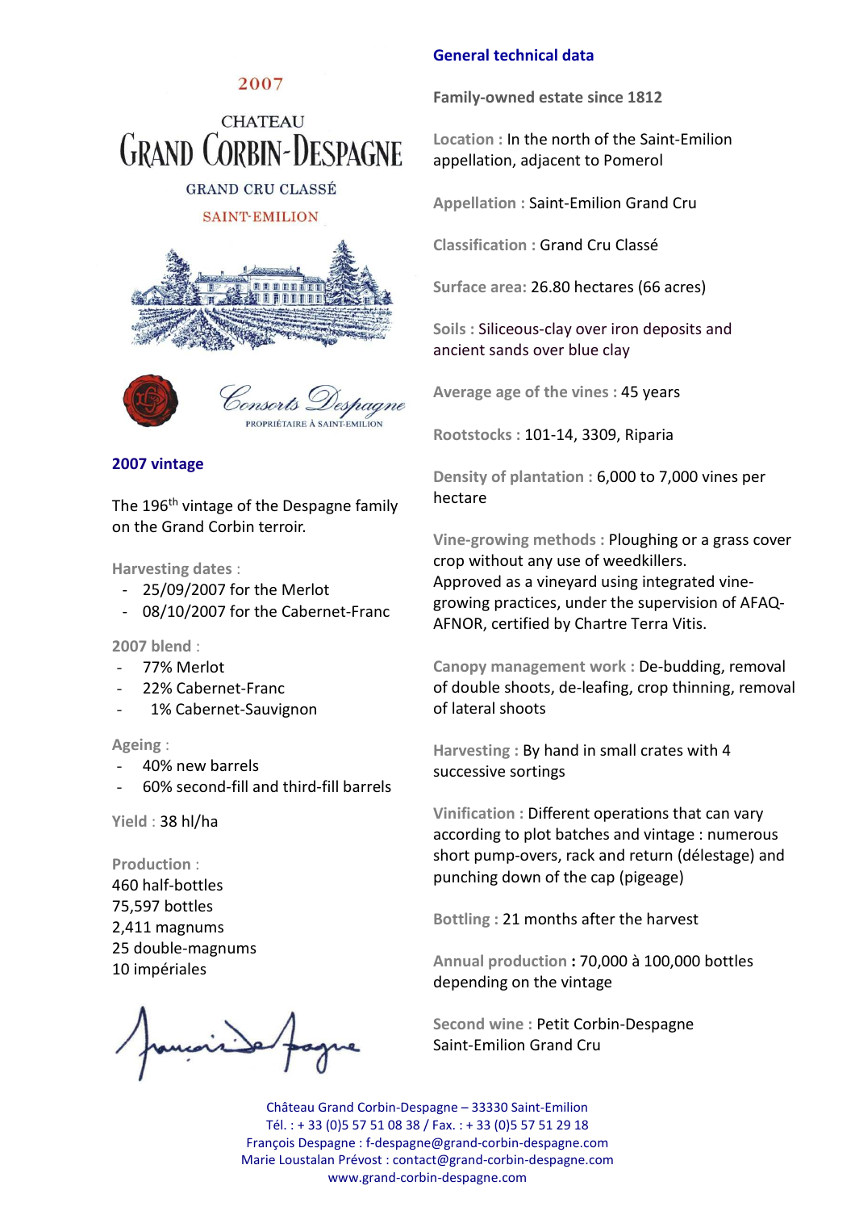2007

CHATEAU

# GRAND CORBIN-DESPAGNE

GRAND CRU CLASSÉ

SAINT-EMILION

Consorts Despagne

PROPRIÉTAIRE À SAINT-EMILION

## 2007 vintage

The 196th vintage of the Despagne family on the Grand Corbin terroir.

**Harvesting dates** :

- 25/09/2007 for the Merlot
- 08/10/2007 for the Cabernet-Franc

**2007 blend** :

- 77% Merlot
- 22% Cabernet-Franc
- 1% Cabernet-Sauvignon

**Ageing** :

- 40% new barrels
- 60% second-fill and third-fill barrels

**Yield** : 38 hl/ha

**Production** :

460 half-bottles
75,597 bottles
2,411 magnums
25 double-magnums
10 impériales

## General technical data

**Family-owned estate since 1812**

**Location :** In the north of the Saint-Emilion appellation, adjacent to Pomerol

**Appellation :** Saint-Emilion Grand Cru

**Classification :** Grand Cru Classé

**Surface area:** 26.80 hectares (66 acres)

**Soils :** Siliceous-clay over iron deposits and ancient sands over blue clay

**Average age of the vines :** 45 years

**Rootstocks :** 101-14, 3309, Riparia

**Density of plantation :** 6,000 to 7,000 vines per hectare

**Vine-growing methods :** Ploughing or a grass cover crop without any use of weedkillers.
Approved as a vineyard using integrated vine-growing practices, under the supervision of AFAQ-AFNOR, certified by Chartre Terra Vitis.

**Canopy management work :** De-budding, removal of double shoots, de-leafing, crop thinning, removal of lateral shoots

**Harvesting :** By hand in small crates with 4 successive sortings

**Vinification :** Different operations that can vary according to plot batches and vintage : numerous short pump-overs, rack and return (délestage) and punching down of the cap (pigeage)

**Bottling :** 21 months after the harvest

**Annual production :** 70,000 à 100,000 bottles depending on the vintage

**Second wine :** Petit Corbin-Despagne Saint-Emilion Grand Cru

Château Grand Corbin-Despagne – 33330 Saint-Emilion
Tél. : + 33 (0)5 57 51 08 38 / Fax. : + 33 (0)5 57 51 29 18
François Despagne : f-despagne@grand-corbin-despagne.com
Marie Loustalan Prévost : contact@grand-corbin-despagne.com
www.grand-corbin-despagne.com